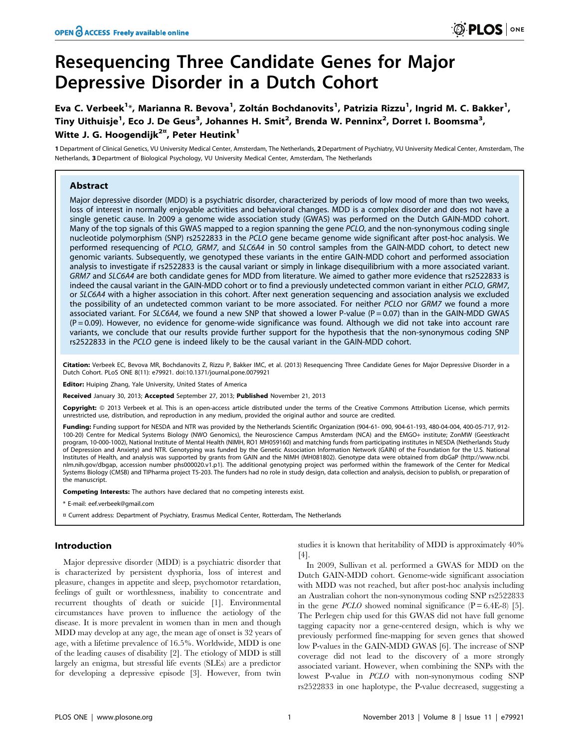# Resequencing Three Candidate Genes for Major Depressive Disorder in a Dutch Cohort

Eva C. Verbeek[1]*, Marianna R. Bevova[1], Zoltán Bochdanovits[1], Patrizia Rizzu[1], Ingrid M. C. Bakker[1], Tiny Uithuisje[1], Eco J. De Geus[3], Johannes H. Smit[2], Brenda W. Penninx[2], Dorret I. Boomsma[3], Witte J. G. Hoogendijk[2¤], Peter Heutink[1]

1 Department of Clinical Genetics, VU University Medical Center, Amsterdam, The Netherlands, 2 Department of Psychiatry, VU University Medical Center, Amsterdam, The Netherlands, 3 Department of Biological Psychology, VU University Medical Center, Amsterdam, The Netherlands

## Abstract

Major depressive disorder (MDD) is a psychiatric disorder, characterized by periods of low mood of more than two weeks, loss of interest in normally enjoyable activities and behavioral changes. MDD is a complex disorder and does not have a single genetic cause. In 2009 a genome wide association study (GWAS) was performed on the Dutch GAIN-MDD cohort. Many of the top signals of this GWAS mapped to a region spanning the gene *PCLO*, and the non-synonymous coding single nucleotide polymorphism (SNP) rs2522833 in the *PCLO* gene became genome wide significant after post-hoc analysis. We performed resequencing of *PCLO*, *GRM7*, and *SLC6A4* in 50 control samples from the GAIN-MDD cohort, to detect new genomic variants. Subsequently, we genotyped these variants in the entire GAIN-MDD cohort and performed association analysis to investigate if rs2522833 is the causal variant or simply in linkage disequilibrium with a more associated variant. *GRM7* and *SLC6A4* are both candidate genes for MDD from literature. We aimed to gather more evidence that rs2522833 is indeed the causal variant in the GAIN-MDD cohort or to find a previously undetected common variant in either *PCLO*, *GRM7*, or *SLC6A4* with a higher association in this cohort. After next generation sequencing and association analysis we excluded the possibility of an undetected common variant to be more associated. For neither *PCLO* nor *GRM7* we found a more associated variant. For *SLC6A4*, we found a new SNP that showed a lower P-value (P = 0.07) than in the GAIN-MDD GWAS (P = 0.09). However, no evidence for genome-wide significance was found. Although we did not take into account rare variants, we conclude that our results provide further support for the hypothesis that the non-synonymous coding SNP rs2522833 in the *PCLO* gene is indeed likely to be the causal variant in the GAIN-MDD cohort.

**Citation:** Verbeek EC, Bevova MR, Bochdanovits Z, Rizzu P, Bakker IMC, et al. (2013) Resequencing Three Candidate Genes for Major Depressive Disorder in a Dutch Cohort. PLoS ONE 8(11): e79921. doi:10.1371/journal.pone.0079921

**Editor:** Huiping Zhang, Yale University, United States of America

**Received** January 30, 2013; **Accepted** September 27, 2013; **Published** November 21, 2013

**Copyright:** © 2013 Verbeek et al. This is an open-access article distributed under the terms of the Creative Commons Attribution License, which permits unrestricted use, distribution, and reproduction in any medium, provided the original author and source are credited.

**Funding:** Funding support for NESDA and NTR was provided by the Netherlands Scientific Organization (904-61- 090, 904-61-193, 480-04-004, 400-05-717, 912-100-20) Centre for Medical Systems Biology (NWO Genomics), the Neuroscience Campus Amsterdam (NCA) and the EMGO+ institute; ZonMW (Geestkracht program, 10-000-1002), National Institute of Mental Health (NIMH, RO1 MH059160) and matching funds from participating institutes in NESDA (Netherlands Study of Depression and Anxiety) and NTR. Genotyping was funded by the Genetic Association Information Network (GAIN) of the Foundation for the U.S. National Institutes of Health, and analysis was supported by grants from GAIN and the NIMH (MH081802). Genotype data were obtained from dbGaP (http://www.ncbi.nlm.nih.gov/dbgap, accession number phs000020.v1.p1). The additional genotyping project was performed within the framework of the Center for Medical Systems Biology (CMSB) and TIPharma project T5-203. The funders had no role in study design, data collection and analysis, decision to publish, or preparation of the manuscript.

**Competing Interests:** The authors have declared that no competing interests exist.

\* E-mail: eef.verbeek@gmail.com

¤ Current address: Department of Psychiatry, Erasmus Medical Center, Rotterdam, The Netherlands

## Introduction

Major depressive disorder (MDD) is a psychiatric disorder that is characterized by persistent dysphoria, loss of interest and pleasure, changes in appetite and sleep, psychomotor retardation, feelings of guilt or worthlessness, inability to concentrate and recurrent thoughts of death or suicide [1]. Environmental circumstances have proven to influence the aetiology of the disease. It is more prevalent in women than in men and though MDD may develop at any age, the mean age of onset is 32 years of age, with a lifetime prevalence of 16.5%. Worldwide, MDD is one of the leading causes of disability [2]. The etiology of MDD is still largely an enigma, but stressful life events (SLEs) are a predictor for developing a depressive episode [3]. However, from twin studies it is known that heritability of MDD is approximately 40% [4].

In 2009, Sullivan et al. performed a GWAS for MDD on the Dutch GAIN-MDD cohort. Genome-wide significant association with MDD was not reached, but after post-hoc analysis including an Australian cohort the non-synonymous coding SNP rs2522833 in the gene *PCLO* showed nominal significance (P = 6.4E-8) [5]. The Perlegen chip used for this GWAS did not have full genome tagging capacity nor a gene-centered design, which is why we previously performed fine-mapping for seven genes that showed low P-values in the GAIN-MDD GWAS [6]. The increase of SNP coverage did not lead to the discovery of a more strongly associated variant. However, when combining the SNPs with the lowest P-value in *PCLO* with non-synonymous coding SNP rs2522833 in one haplotype, the P-value decreased, suggesting a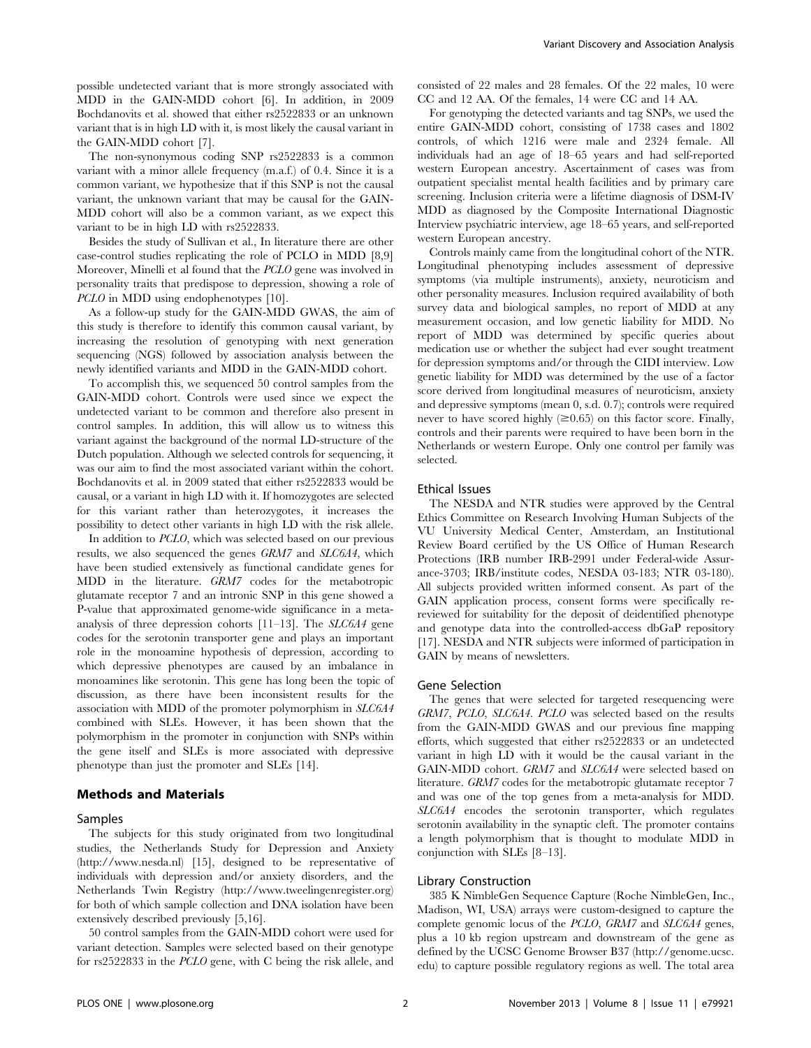possible undetected variant that is more strongly associated with MDD in the GAIN-MDD cohort [6]. In addition, in 2009 Bochdanovits et al. showed that either rs2522833 or an unknown variant that is in high LD with it, is most likely the causal variant in the GAIN-MDD cohort [7].

The non-synonymous coding SNP rs2522833 is a common variant with a minor allele frequency (m.a.f.) of 0.4. Since it is a common variant, we hypothesize that if this SNP is not the causal variant, the unknown variant that may be causal for the GAIN-MDD cohort will also be a common variant, as we expect this variant to be in high LD with rs2522833.

Besides the study of Sullivan et al., In literature there are other case-control studies replicating the role of PCLO in MDD [8,9] Moreover, Minelli et al found that the *PCLO* gene was involved in personality traits that predispose to depression, showing a role of *PCLO* in MDD using endophenotypes [10].

As a follow-up study for the GAIN-MDD GWAS, the aim of this study is therefore to identify this common causal variant, by increasing the resolution of genotyping with next generation sequencing (NGS) followed by association analysis between the newly identified variants and MDD in the GAIN-MDD cohort.

To accomplish this, we sequenced 50 control samples from the GAIN-MDD cohort. Controls were used since we expect the undetected variant to be common and therefore also present in control samples. In addition, this will allow us to witness this variant against the background of the normal LD-structure of the Dutch population. Although we selected controls for sequencing, it was our aim to find the most associated variant within the cohort. Bochdanovits et al. in 2009 stated that either rs2522833 would be causal, or a variant in high LD with it. If homozygotes are selected for this variant rather than heterozygotes, it increases the possibility to detect other variants in high LD with the risk allele.

In addition to *PCLO*, which was selected based on our previous results, we also sequenced the genes *GRM7* and *SLC6A4*, which have been studied extensively as functional candidate genes for MDD in the literature. *GRM7* codes for the metabotropic glutamate receptor 7 and an intronic SNP in this gene showed a P-value that approximated genome-wide significance in a meta-analysis of three depression cohorts [11–13]. The *SLC6A4* gene codes for the serotonin transporter gene and plays an important role in the monoamine hypothesis of depression, according to which depressive phenotypes are caused by an imbalance in monoamines like serotonin. This gene has long been the topic of discussion, as there have been inconsistent results for the association with MDD of the promoter polymorphism in *SLC6A4* combined with SLEs. However, it has been shown that the polymorphism in the promoter in conjunction with SNPs within the gene itself and SLEs is more associated with depressive phenotype than just the promoter and SLEs [14].

## Methods and Materials

### Samples

The subjects for this study originated from two longitudinal studies, the Netherlands Study for Depression and Anxiety (http://www.nesda.nl) [15], designed to be representative of individuals with depression and/or anxiety disorders, and the Netherlands Twin Registry (http://www.tweelingenregister.org) for both of which sample collection and DNA isolation have been extensively described previously [5,16].

50 control samples from the GAIN-MDD cohort were used for variant detection. Samples were selected based on their genotype for rs2522833 in the *PCLO* gene, with C being the risk allele, and consisted of 22 males and 28 females. Of the 22 males, 10 were CC and 12 AA. Of the females, 14 were CC and 14 AA.

For genotyping the detected variants and tag SNPs, we used the entire GAIN-MDD cohort, consisting of 1738 cases and 1802 controls, of which 1216 were male and 2324 female. All individuals had an age of 18–65 years and had self-reported western European ancestry. Ascertainment of cases was from outpatient specialist mental health facilities and by primary care screening. Inclusion criteria were a lifetime diagnosis of DSM-IV MDD as diagnosed by the Composite International Diagnostic Interview psychiatric interview, age 18–65 years, and self-reported western European ancestry.

Controls mainly came from the longitudinal cohort of the NTR. Longitudinal phenotyping includes assessment of depressive symptoms (via multiple instruments), anxiety, neuroticism and other personality measures. Inclusion required availability of both survey data and biological samples, no report of MDD at any measurement occasion, and low genetic liability for MDD. No report of MDD was determined by specific queries about medication use or whether the subject had ever sought treatment for depression symptoms and/or through the CIDI interview. Low genetic liability for MDD was determined by the use of a factor score derived from longitudinal measures of neuroticism, anxiety and depressive symptoms (mean 0, s.d. 0.7); controls were required never to have scored highly ($\geq$0.65) on this factor score. Finally, controls and their parents were required to have been born in the Netherlands or western Europe. Only one control per family was selected.

### Ethical Issues

The NESDA and NTR studies were approved by the Central Ethics Committee on Research Involving Human Subjects of the VU University Medical Center, Amsterdam, an Institutional Review Board certified by the US Office of Human Research Protections (IRB number IRB-2991 under Federal-wide Assurance-3703; IRB/institute codes, NESDA 03-183; NTR 03-180). All subjects provided written informed consent. As part of the GAIN application process, consent forms were specifically re-reviewed for suitability for the deposit of deidentified phenotype and genotype data into the controlled-access dbGaP repository [17]. NESDA and NTR subjects were informed of participation in GAIN by means of newsletters.

### Gene Selection

The genes that were selected for targeted resequencing were *GRM7*, *PCLO*, *SLC6A4*. *PCLO* was selected based on the results from the GAIN-MDD GWAS and our previous fine mapping efforts, which suggested that either rs2522833 or an undetected variant in high LD with it would be the causal variant in the GAIN-MDD cohort. *GRM7* and *SLC6A4* were selected based on literature. *GRM7* codes for the metabotropic glutamate receptor 7 and was one of the top genes from a meta-analysis for MDD. *SLC6A4* encodes the serotonin transporter, which regulates serotonin availability in the synaptic cleft. The promoter contains a length polymorphism that is thought to modulate MDD in conjunction with SLEs [8–13].

### Library Construction

385 K NimbleGen Sequence Capture (Roche NimbleGen, Inc., Madison, WI, USA) arrays were custom-designed to capture the complete genomic locus of the *PCLO*, *GRM7* and *SLC6A4* genes, plus a 10 kb region upstream and downstream of the gene as defined by the UCSC Genome Browser B37 (http://genome.ucsc.edu) to capture possible regulatory regions as well. The total area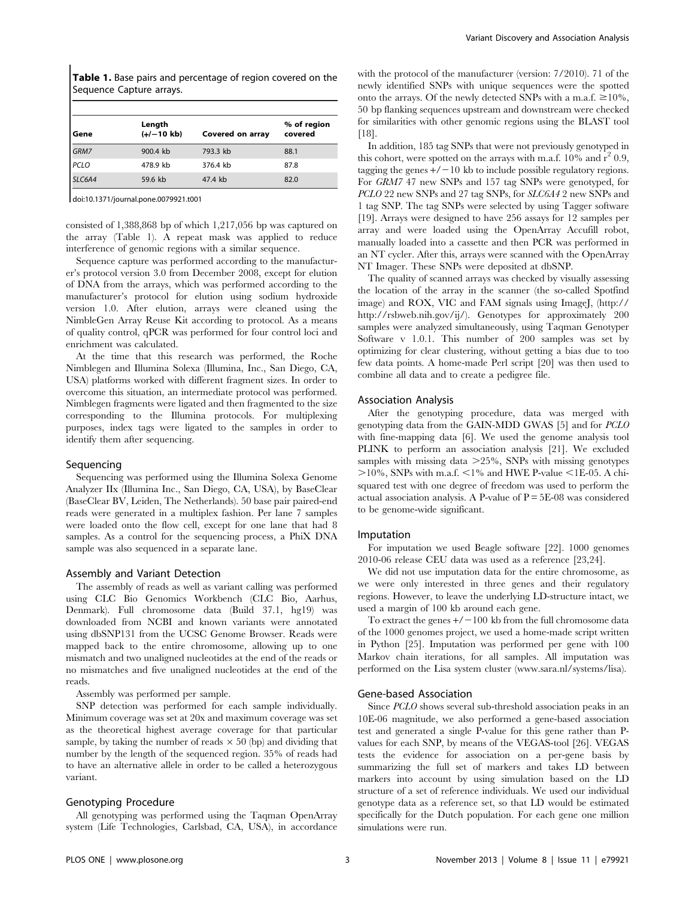**Table 1.** Base pairs and percentage of region covered on the Sequence Capture arrays.

| Gene | Length (+/−10 kb) | Covered on array | % of region covered |
| --- | --- | --- | --- |
| *GRM7* | 900.4 kb | 793.3 kb | 88.1 |
| *PCLO* | 478.9 kb | 376.4 kb | 87.8 |
| *SLC6A4* | 59.6 kb | 47.4 kb | 82.0 |

doi:10.1371/journal.pone.0079921.t001

consisted of 1,388,868 bp of which 1,217,056 bp was captured on the array (Table 1). A repeat mask was applied to reduce interference of genomic regions with a similar sequence.

Sequence capture was performed according to the manufacturer's protocol version 3.0 from December 2008, except for elution of DNA from the arrays, which was performed according to the manufacturer's protocol for elution using sodium hydroxide version 1.0. After elution, arrays were cleaned using the NimbleGen Array Reuse Kit according to protocol. As a means of quality control, qPCR was performed for four control loci and enrichment was calculated.

At the time that this research was performed, the Roche Nimblegen and Illumina Solexa (Illumina, Inc., San Diego, CA, USA) platforms worked with different fragment sizes. In order to overcome this situation, an intermediate protocol was performed. Nimblegen fragments were ligated and then fragmented to the size corresponding to the Illumina protocols. For multiplexing purposes, index tags were ligated to the samples in order to identify them after sequencing.

### Sequencing

Sequencing was performed using the Illumina Solexa Genome Analyzer IIx (Illumina Inc., San Diego, CA, USA), by BaseClear (BaseClear BV, Leiden, The Netherlands). 50 base pair paired-end reads were generated in a multiplex fashion. Per lane 7 samples were loaded onto the flow cell, except for one lane that had 8 samples. As a control for the sequencing process, a PhiX DNA sample was also sequenced in a separate lane.

### Assembly and Variant Detection

The assembly of reads as well as variant calling was performed using CLC Bio Genomics Workbench (CLC Bio, Aarhus, Denmark). Full chromosome data (Build 37.1, hg19) was downloaded from NCBI and known variants were annotated using dbSNP131 from the UCSC Genome Browser. Reads were mapped back to the entire chromosome, allowing up to one mismatch and two unaligned nucleotides at the end of the reads or no mismatches and five unaligned nucleotides at the end of the reads.

Assembly was performed per sample.

SNP detection was performed for each sample individually. Minimum coverage was set at 20x and maximum coverage was set as the theoretical highest average coverage for that particular sample, by taking the number of reads × 50 (bp) and dividing that number by the length of the sequenced region. 35% of reads had to have an alternative allele in order to be called a heterozygous variant.

### Genotyping Procedure

All genotyping was performed using the Taqman OpenArray system (Life Technologies, Carlsbad, CA, USA), in accordance with the protocol of the manufacturer (version: 7/2010). 71 of the newly identified SNPs with unique sequences were the spotted onto the arrays. Of the newly detected SNPs with a m.a.f. ≥10%, 50 bp flanking sequences upstream and downstream were checked for similarities with other genomic regions using the BLAST tool [18].

In addition, 185 tag SNPs that were not previously genotyped in this cohort, were spotted on the arrays with m.a.f. 10% and $r^2$ 0.9, tagging the genes +/−10 kb to include possible regulatory regions. For *GRM7* 47 new SNPs and 157 tag SNPs were genotyped, for *PCLO* 22 new SNPs and 27 tag SNPs, for *SLC6A4* 2 new SNPs and 1 tag SNP. The tag SNPs were selected by using Tagger software [19]. Arrays were designed to have 256 assays for 12 samples per array and were loaded using the OpenArray Accufill robot, manually loaded into a cassette and then PCR was performed in an NT cycler. After this, arrays were scanned with the OpenArray NT Imager. These SNPs were deposited at dbSNP.

The quality of scanned arrays was checked by visually assessing the location of the array in the scanner (the so-called Spotfind image) and ROX, VIC and FAM signals using ImageJ, (http://http://rsbweb.nih.gov/ij/). Genotypes for approximately 200 samples were analyzed simultaneously, using Taqman Genotyper Software v 1.0.1. This number of 200 samples was set by optimizing for clear clustering, without getting a bias due to too few data points. A home-made Perl script [20] was then used to combine all data and to create a pedigree file.

### Association Analysis

After the genotyping procedure, data was merged with genotyping data from the GAIN-MDD GWAS [5] and for *PCLO* with fine-mapping data [6]. We used the genome analysis tool PLINK to perform an association analysis [21]. We excluded samples with missing data >25%, SNPs with missing genotypes >10%, SNPs with m.a.f. <1% and HWE P-value <1E-05. A chi-squared test with one degree of freedom was used to perform the actual association analysis. A P-value of P = 5E-08 was considered to be genome-wide significant.

### Imputation

For imputation we used Beagle software [22]. 1000 genomes 2010-06 release CEU data was used as a reference [23,24].

We did not use imputation data for the entire chromosome, as we were only interested in three genes and their regulatory regions. However, to leave the underlying LD-structure intact, we used a margin of 100 kb around each gene.

To extract the genes +/−100 kb from the full chromosome data of the 1000 genomes project, we used a home-made script written in Python [25]. Imputation was performed per gene with 100 Markov chain iterations, for all samples. All imputation was performed on the Lisa system cluster (www.sara.nl/systems/lisa).

### Gene-based Association

Since *PCLO* shows several sub-threshold association peaks in an 10E-06 magnitude, we also performed a gene-based association test and generated a single P-value for this gene rather than P-values for each SNP, by means of the VEGAS-tool [26]. VEGAS tests the evidence for association on a per-gene basis by summarizing the full set of markers and takes LD between markers into account by using simulation based on the LD structure of a set of reference individuals. We used our individual genotype data as a reference set, so that LD would be estimated specifically for the Dutch population. For each gene one million simulations were run.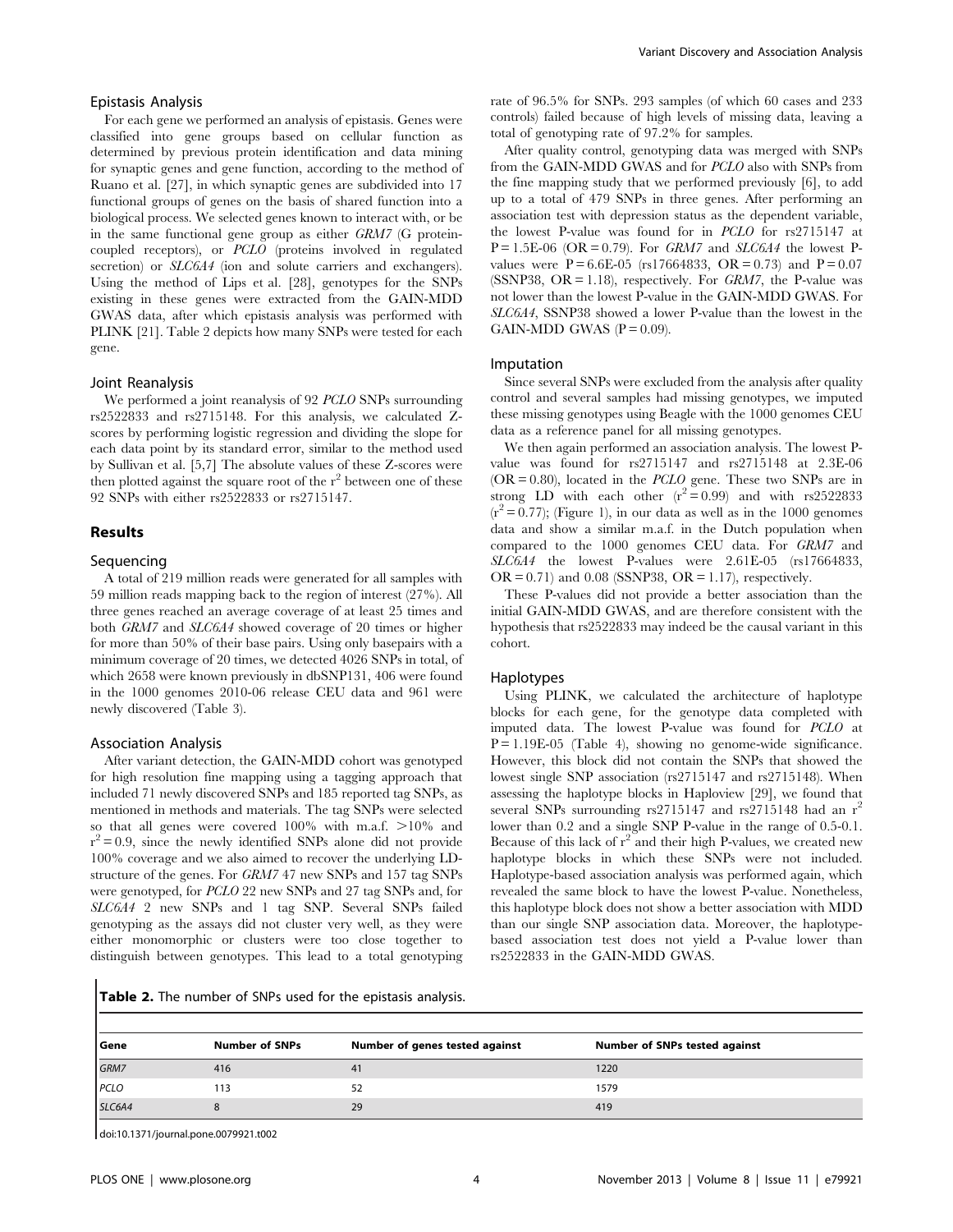### Epistasis Analysis

For each gene we performed an analysis of epistasis. Genes were classified into gene groups based on cellular function as determined by previous protein identification and data mining for synaptic genes and gene function, according to the method of Ruano et al. [27], in which synaptic genes are subdivided into 17 functional groups of genes on the basis of shared function into a biological process. We selected genes known to interact with, or be in the same functional gene group as either *GRM7* (G protein-coupled receptors), or *PCLO* (proteins involved in regulated secretion) or *SLC6A4* (ion and solute carriers and exchangers). Using the method of Lips et al. [28], genotypes for the SNPs existing in these genes were extracted from the GAIN-MDD GWAS data, after which epistasis analysis was performed with PLINK [21]. Table 2 depicts how many SNPs were tested for each gene.

### Joint Reanalysis

We performed a joint reanalysis of 92 *PCLO* SNPs surrounding rs2522833 and rs2715148. For this analysis, we calculated Z-scores by performing logistic regression and dividing the slope for each data point by its standard error, similar to the method used by Sullivan et al. [5,7] The absolute values of these Z-scores were then plotted against the square root of the $r^2$ between one of these 92 SNPs with either rs2522833 or rs2715147.

## Results

### Sequencing

A total of 219 million reads were generated for all samples with 59 million reads mapping back to the region of interest (27%). All three genes reached an average coverage of at least 25 times and both *GRM7* and *SLC6A4* showed coverage of 20 times or higher for more than 50% of their base pairs. Using only basepairs with a minimum coverage of 20 times, we detected 4026 SNPs in total, of which 2658 were known previously in dbSNP131, 406 were found in the 1000 genomes 2010-06 release CEU data and 961 were newly discovered (Table 3).

### Association Analysis

After variant detection, the GAIN-MDD cohort was genotyped for high resolution fine mapping using a tagging approach that included 71 newly discovered SNPs and 185 reported tag SNPs, as mentioned in methods and materials. The tag SNPs were selected so that all genes were covered 100% with m.a.f. >10% and $r^2 = 0.9$, since the newly identified SNPs alone did not provide 100% coverage and we also aimed to recover the underlying LD-structure of the genes. For *GRM7* 47 new SNPs and 157 tag SNPs were genotyped, for *PCLO* 22 new SNPs and 27 tag SNPs and, for *SLC6A4* 2 new SNPs and 1 tag SNP. Several SNPs failed genotyping as the assays did not cluster very well, as they were either monomorphic or clusters were too close together to distinguish between genotypes. This lead to a total genotyping rate of 96.5% for SNPs. 293 samples (of which 60 cases and 233 controls) failed because of high levels of missing data, leaving a total of genotyping rate of 97.2% for samples.

After quality control, genotyping data was merged with SNPs from the GAIN-MDD GWAS and for *PCLO* also with SNPs from the fine mapping study that we performed previously [6], to add up to a total of 479 SNPs in three genes. After performing an association test with depression status as the dependent variable, the lowest P-value was found for in *PCLO* for rs2715147 at P = 1.5E-06 (OR = 0.79). For *GRM7* and *SLC6A4* the lowest P-values were P = 6.6E-05 (rs17664833, OR = 0.73) and P = 0.07 (SSNP38, OR = 1.18), respectively. For *GRM7*, the P-value was not lower than the lowest P-value in the GAIN-MDD GWAS. For *SLC6A4*, SSNP38 showed a lower P-value than the lowest in the GAIN-MDD GWAS (P = 0.09).

### Imputation

Since several SNPs were excluded from the analysis after quality control and several samples had missing genotypes, we imputed these missing genotypes using Beagle with the 1000 genomes CEU data as a reference panel for all missing genotypes.

We then again performed an association analysis. The lowest P-value was found for rs2715147 and rs2715148 at 2.3E-06 (OR = 0.80), located in the *PCLO* gene. These two SNPs are in strong LD with each other ($r^2 = 0.99$) and with rs2522833 ($r^2 = 0.77$); (Figure 1), in our data as well as in the 1000 genomes data and show a similar m.a.f. in the Dutch population when compared to the 1000 genomes CEU data. For *GRM7* and *SLC6A4* the lowest P-values were 2.61E-05 (rs17664833, OR = 0.71) and 0.08 (SSNP38, OR = 1.17), respectively.

These P-values did not provide a better association than the initial GAIN-MDD GWAS, and are therefore consistent with the hypothesis that rs2522833 may indeed be the causal variant in this cohort.

### Haplotypes

Using PLINK, we calculated the architecture of haplotype blocks for each gene, for the genotype data completed with imputed data. The lowest P-value was found for *PCLO* at P = 1.19E-05 (Table 4), showing no genome-wide significance. However, this block did not contain the SNPs that showed the lowest single SNP association (rs2715147 and rs2715148). When assessing the haplotype blocks in Haploview [29], we found that several SNPs surrounding rs2715147 and rs2715148 had an $r^2$ lower than 0.2 and a single SNP P-value in the range of 0.5-0.1. Because of this lack of $r^2$ and their high P-values, we created new haplotype blocks in which these SNPs were not included. Haplotype-based association analysis was performed again, which revealed the same block to have the lowest P-value. Nonetheless, this haplotype block does not show a better association with MDD than our single SNP association data. Moreover, the haplotype-based association test does not yield a P-value lower than rs2522833 in the GAIN-MDD GWAS.

**Table 2.** The number of SNPs used for the epistasis analysis.

| Gene | Number of SNPs | Number of genes tested against | Number of SNPs tested against |
|---|---|---|---|
| *GRM7* | 416 | 41 | 1220 |
| *PCLO* | 113 | 52 | 1579 |
| *SLC6A4* | 8 | 29 | 419 |

doi:10.1371/journal.pone.0079921.t002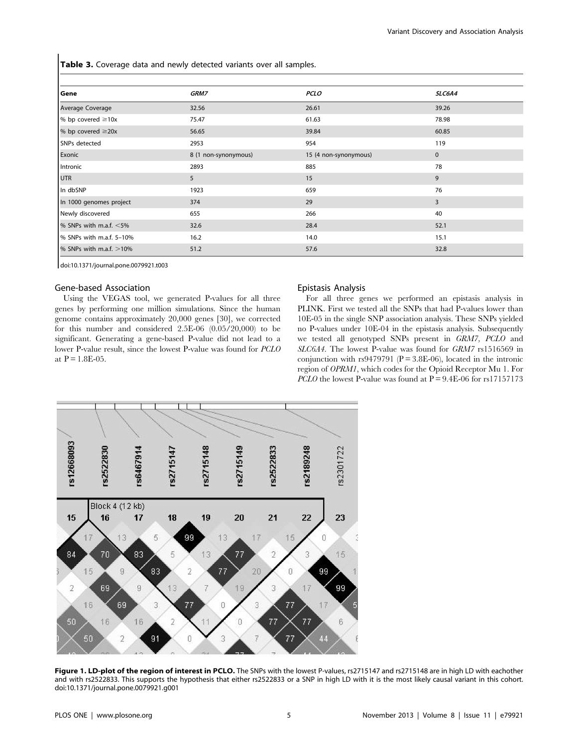**Table 3.** Coverage data and newly detected variants over all samples.

| Gene | *GRM7* | *PCLO* | *SLC6A4* |
| --- | --- | --- | --- |
| Average Coverage | 32.56 | 26.61 | 39.26 |
| % bp covered ≥10x | 75.47 | 61.63 | 78.98 |
| % bp covered ≥20x | 56.65 | 39.84 | 60.85 |
| SNPs detected | 2953 | 954 | 119 |
| Exonic | 8 (1 non-synonymous) | 15 (4 non-synonymous) | 0 |
| Intronic | 2893 | 885 | 78 |
| UTR | 5 | 15 | 9 |
| In dbSNP | 1923 | 659 | 76 |
| In 1000 genomes project | 374 | 29 | 3 |
| Newly discovered | 655 | 266 | 40 |
| % SNPs with m.a.f. <5% | 32.6 | 28.4 | 52.1 |
| % SNPs with m.a.f. 5–10% | 16.2 | 14.0 | 15.1 |
| % SNPs with m.a.f. >10% | 51.2 | 57.6 | 32.8 |

doi:10.1371/journal.pone.0079921.t003

## Gene-based Association

Using the VEGAS tool, we generated P-values for all three genes by performing one million simulations. Since the human genome contains approximately 20,000 genes [30], we corrected for this number and considered 2.5E-06 (0.05/20,000) to be significant. Generating a gene-based P-value did not lead to a lower P-value result, since the lowest P-value was found for *PCLO* at P = 1.8E-05.

## Epistasis Analysis

For all three genes we performed an epistasis analysis in PLINK. First we tested all the SNPs that had P-values lower than 10E-05 in the single SNP association analysis. These SNPs yielded no P-values under 10E-04 in the epistasis analysis. Subsequently we tested all genotyped SNPs present in *GRM7*, *PCLO* and *SLC6A4*. The lowest P-value was found for *GRM7* rs1516569 in conjunction with rs9479791 (P = 3.8E-06), located in the intronic region of *OPRM1*, which codes for the Opioid Receptor Mu 1. For *PCLO* the lowest P-value was found at P = 9.4E-06 for rs17157173

**Figure 1. LD-plot of the region of interest in PCLO.** The SNPs with the lowest P-values, rs2715147 and rs2715148 are in high LD with eachother and with rs2522833. This supports the hypothesis that either rs2522833 or a SNP in high LD with it is the most likely causal variant in this cohort.
doi:10.1371/journal.pone.0079921.g001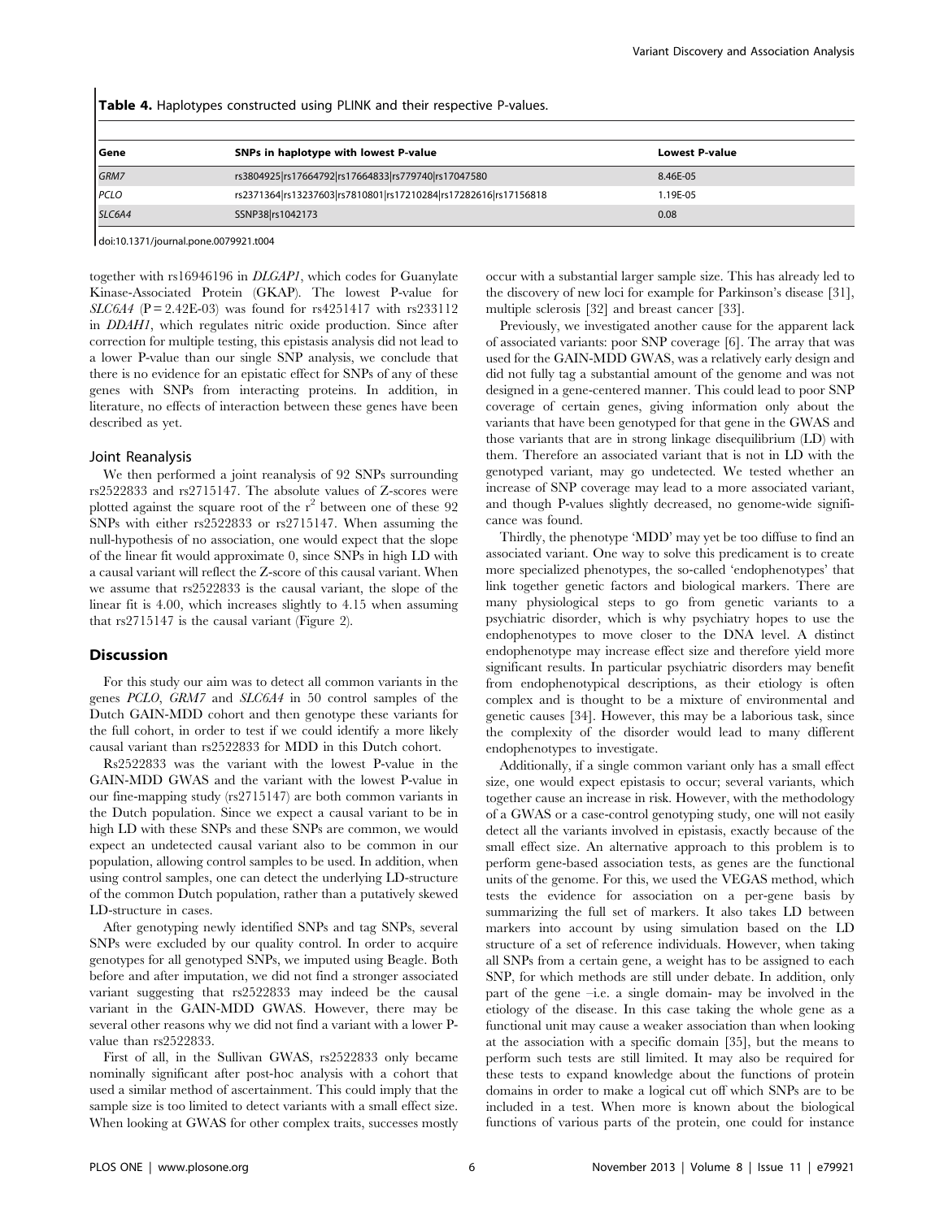**Table 4.** Haplotypes constructed using PLINK and their respective P-values.

| Gene | SNPs in haplotype with lowest P-value | Lowest P-value |
|---|---|---|
| *GRM7* | rs3804925\|rs17664792\|rs17664833\|rs779740\|rs17047580 | 8.46E-05 |
| *PCLO* | rs2371364\|rs13237603\|rs7810801\|rs17210284\|rs17282616\|rs17156818 | 1.19E-05 |
| *SLC6A4* | SSNP38\|rs1042173 | 0.08 |

doi:10.1371/journal.pone.0079921.t004

together with rs16946196 in *DLGAP1*, which codes for Guanylate Kinase-Associated Protein (GKAP). The lowest P-value for *SLC6A4* (P = 2.42E-03) was found for rs4251417 with rs233112 in *DDAH1*, which regulates nitric oxide production. Since after correction for multiple testing, this epistasis analysis did not lead to a lower P-value than our single SNP analysis, we conclude that there is no evidence for an epistatic effect for SNPs of any of these genes with SNPs from interacting proteins. In addition, in literature, no effects of interaction between these genes have been described as yet.

### Joint Reanalysis

We then performed a joint reanalysis of 92 SNPs surrounding rs2522833 and rs2715147. The absolute values of Z-scores were plotted against the square root of the $r^2$ between one of these 92 SNPs with either rs2522833 or rs2715147. When assuming the null-hypothesis of no association, one would expect that the slope of the linear fit would approximate 0, since SNPs in high LD with a causal variant will reflect the Z-score of this causal variant. When we assume that rs2522833 is the causal variant, the slope of the linear fit is 4.00, which increases slightly to 4.15 when assuming that rs2715147 is the causal variant (Figure 2).

## Discussion

For this study our aim was to detect all common variants in the genes *PCLO*, *GRM7* and *SLC6A4* in 50 control samples of the Dutch GAIN-MDD cohort and then genotype these variants for the full cohort, in order to test if we could identify a more likely causal variant than rs2522833 for MDD in this Dutch cohort.

Rs2522833 was the variant with the lowest P-value in the GAIN-MDD GWAS and the variant with the lowest P-value in our fine-mapping study (rs2715147) are both common variants in the Dutch population. Since we expect a causal variant to be in high LD with these SNPs and these SNPs are common, we would expect an undetected causal variant also to be common in our population, allowing control samples to be used. In addition, when using control samples, one can detect the underlying LD-structure of the common Dutch population, rather than a putatively skewed LD-structure in cases.

After genotyping newly identified SNPs and tag SNPs, several SNPs were excluded by our quality control. In order to acquire genotypes for all genotyped SNPs, we imputed using Beagle. Both before and after imputation, we did not find a stronger associated variant suggesting that rs2522833 may indeed be the causal variant in the GAIN-MDD GWAS. However, there may be several other reasons why we did not find a variant with a lower P-value than rs2522833.

First of all, in the Sullivan GWAS, rs2522833 only became nominally significant after post-hoc analysis with a cohort that used a similar method of ascertainment. This could imply that the sample size is too limited to detect variants with a small effect size. When looking at GWAS for other complex traits, successes mostly occur with a substantial larger sample size. This has already led to the discovery of new loci for example for Parkinson's disease [31], multiple sclerosis [32] and breast cancer [33].

Previously, we investigated another cause for the apparent lack of associated variants: poor SNP coverage [6]. The array that was used for the GAIN-MDD GWAS, was a relatively early design and did not fully tag a substantial amount of the genome and was not designed in a gene-centered manner. This could lead to poor SNP coverage of certain genes, giving information only about the variants that have been genotyped for that gene in the GWAS and those variants that are in strong linkage disequilibrium (LD) with them. Therefore an associated variant that is not in LD with the genotyped variant, may go undetected. We tested whether an increase of SNP coverage may lead to a more associated variant, and though P-values slightly decreased, no genome-wide significance was found.

Thirdly, the phenotype 'MDD' may yet be too diffuse to find an associated variant. One way to solve this predicament is to create more specialized phenotypes, the so-called 'endophenotypes' that link together genetic factors and biological markers. There are many physiological steps to go from genetic variants to a psychiatric disorder, which is why psychiatry hopes to use the endophenotypes to move closer to the DNA level. A distinct endophenotype may increase effect size and therefore yield more significant results. In particular psychiatric disorders may benefit from endophenotypical descriptions, as their etiology is often complex and is thought to be a mixture of environmental and genetic causes [34]. However, this may be a laborious task, since the complexity of the disorder would lead to many different endophenotypes to investigate.

Additionally, if a single common variant only has a small effect size, one would expect epistasis to occur; several variants, which together cause an increase in risk. However, with the methodology of a GWAS or a case-control genotyping study, one will not easily detect all the variants involved in epistasis, exactly because of the small effect size. An alternative approach to this problem is to perform gene-based association tests, as genes are the functional units of the genome. For this, we used the VEGAS method, which tests the evidence for association on a per-gene basis by summarizing the full set of markers. It also takes LD between markers into account by using simulation based on the LD structure of a set of reference individuals. However, when taking all SNPs from a certain gene, a weight has to be assigned to each SNP, for which methods are still under debate. In addition, only part of the gene –i.e. a single domain- may be involved in the etiology of the disease. In this case taking the whole gene as a functional unit may cause a weaker association than when looking at the association with a specific domain [35], but the means to perform such tests are still limited. It may also be required for these tests to expand knowledge about the functions of protein domains in order to make a logical cut off which SNPs are to be included in a test. When more is known about the biological functions of various parts of the protein, one could for instance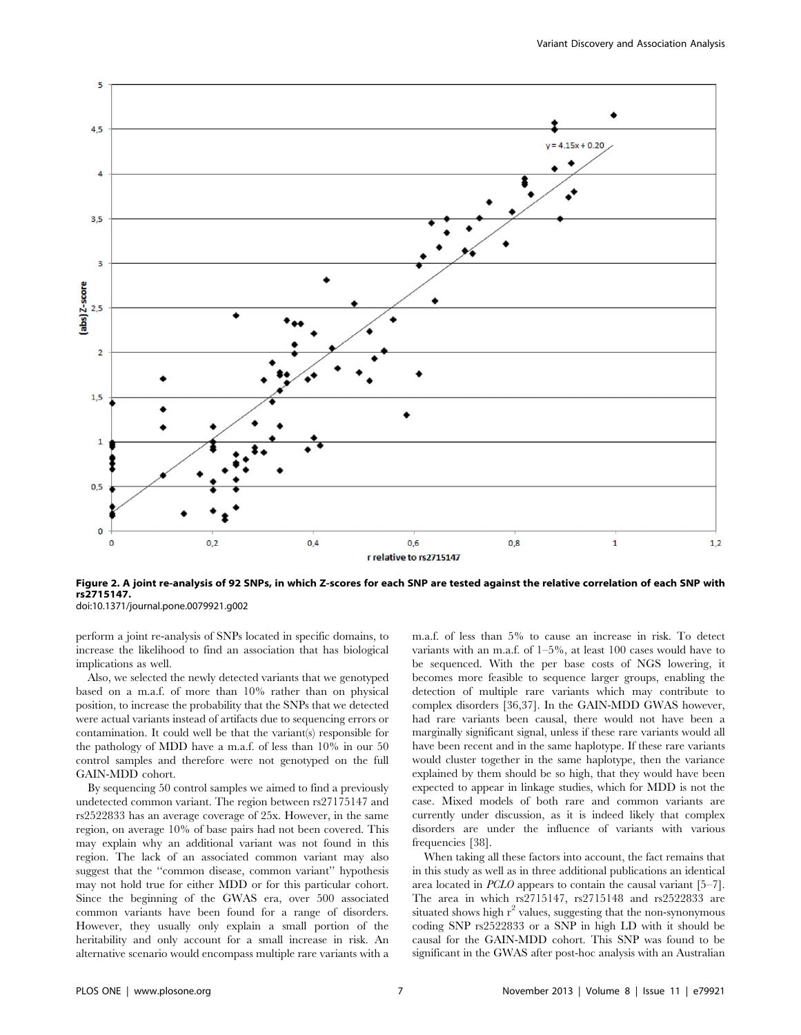**Figure 2. A joint re-analysis of 92 SNPs, in which Z-scores for each SNP are tested against the relative correlation of each SNP with rs2715147.**
doi:10.1371/journal.pone.0079921.g002

perform a joint re-analysis of SNPs located in specific domains, to increase the likelihood to find an association that has biological implications as well.

Also, we selected the newly detected variants that we genotyped based on a m.a.f. of more than 10% rather than on physical position, to increase the probability that the SNPs that we detected were actual variants instead of artifacts due to sequencing errors or contamination. It could well be that the variant(s) responsible for the pathology of MDD have a m.a.f. of less than 10% in our 50 control samples and therefore were not genotyped on the full GAIN-MDD cohort.

By sequencing 50 control samples we aimed to find a previously undetected common variant. The region between rs27175147 and rs2522833 has an average coverage of 25x. However, in the same region, on average 10% of base pairs had not been covered. This may explain why an additional variant was not found in this region. The lack of an associated common variant may also suggest that the "common disease, common variant" hypothesis may not hold true for either MDD or for this particular cohort. Since the beginning of the GWAS era, over 500 associated common variants have been found for a range of disorders. However, they usually only explain a small portion of the heritability and only account for a small increase in risk. An alternative scenario would encompass multiple rare variants with a m.a.f. of less than 5% to cause an increase in risk. To detect variants with an m.a.f. of 1–5%, at least 100 cases would have to be sequenced. With the per base costs of NGS lowering, it becomes more feasible to sequence larger groups, enabling the detection of multiple rare variants which may contribute to complex disorders [36,37]. In the GAIN-MDD GWAS however, had rare variants been causal, there would not have been a marginally significant signal, unless if these rare variants would all have been recent and in the same haplotype. If these rare variants would cluster together in the same haplotype, then the variance explained by them should be so high, that they would have been expected to appear in linkage studies, which for MDD is not the case. Mixed models of both rare and common variants are currently under discussion, as it is indeed likely that complex disorders are under the influence of variants with various frequencies [38].

When taking all these factors into account, the fact remains that in this study as well as in three additional publications an identical area located in *PCLO* appears to contain the causal variant [5–7]. The area in which rs2715147, rs2715148 and rs2522833 are situated shows high $r^2$ values, suggesting that the non-synonymous coding SNP rs2522833 or a SNP in high LD with it should be causal for the GAIN-MDD cohort. This SNP was found to be significant in the GWAS after post-hoc analysis with an Australian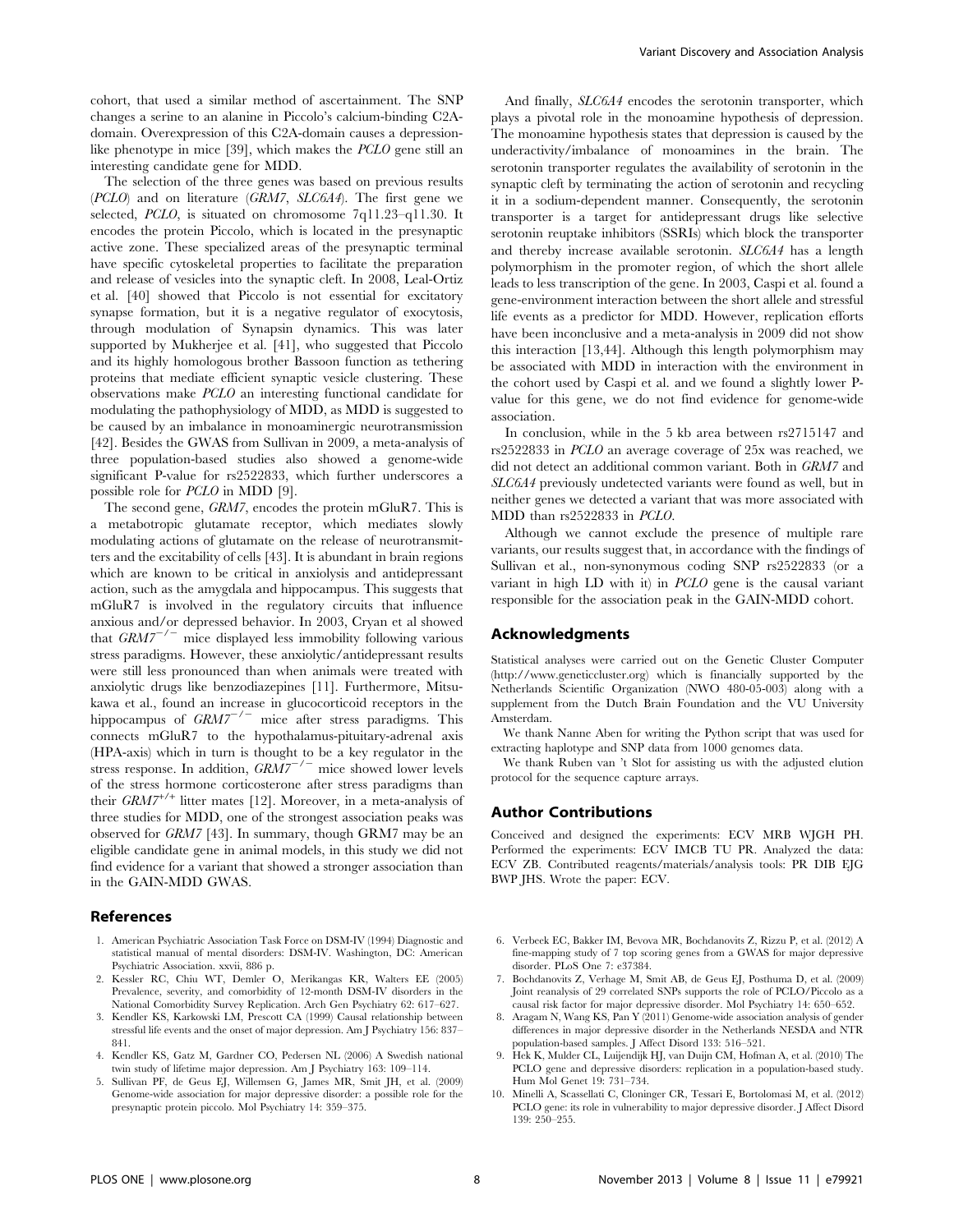cohort, that used a similar method of ascertainment. The SNP changes a serine to an alanine in Piccolo's calcium-binding C2A-domain. Overexpression of this C2A-domain causes a depression-like phenotype in mice [39], which makes the *PCLO* gene still an interesting candidate gene for MDD.

The selection of the three genes was based on previous results (*PCLO*) and on literature (*GRM7*, *SLC6A4*). The first gene we selected, *PCLO*, is situated on chromosome 7q11.23–q11.30. It encodes the protein Piccolo, which is located in the presynaptic active zone. These specialized areas of the presynaptic terminal have specific cytoskeletal properties to facilitate the preparation and release of vesicles into the synaptic cleft. In 2008, Leal-Ortiz et al. [40] showed that Piccolo is not essential for excitatory synapse formation, but it is a negative regulator of exocytosis, through modulation of Synapsin dynamics. This was later supported by Mukherjee et al. [41], who suggested that Piccolo and its highly homologous brother Bassoon function as tethering proteins that mediate efficient synaptic vesicle clustering. These observations make *PCLO* an interesting functional candidate for modulating the pathophysiology of MDD, as MDD is suggested to be caused by an imbalance in monoaminergic neurotransmission [42]. Besides the GWAS from Sullivan in 2009, a meta-analysis of three population-based studies also showed a genome-wide significant P-value for rs2522833, which further underscores a possible role for *PCLO* in MDD [9].

The second gene, *GRM7*, encodes the protein mGluR7. This is a metabotropic glutamate receptor, which mediates slowly modulating actions of glutamate on the release of neurotransmitters and the excitability of cells [43]. It is abundant in brain regions which are known to be critical in anxiolysis and antidepressant action, such as the amygdala and hippocampus. This suggests that mGluR7 is involved in the regulatory circuits that influence anxious and/or depressed behavior. In 2003, Cryan et al showed that $GRM7^{-/-}$ mice displayed less immobility following various stress paradigms. However, these anxiolytic/antidepressant results were still less pronounced than when animals were treated with anxiolytic drugs like benzodiazepines [11]. Furthermore, Mitsukawa et al., found an increase in glucocorticoid receptors in the hippocampus of $GRM7^{-/-}$ mice after stress paradigms. This connects mGluR7 to the hypothalamus-pituitary-adrenal axis (HPA-axis) which in turn is thought to be a key regulator in the stress response. In addition, $GRM7^{-/-}$ mice showed lower levels of the stress hormone corticosterone after stress paradigms than their $GRM7^{+/+}$ litter mates [12]. Moreover, in a meta-analysis of three studies for MDD, one of the strongest association peaks was observed for *GRM7* [43]. In summary, though GRM7 may be an eligible candidate gene in animal models, in this study we did not find evidence for a variant that showed a stronger association than in the GAIN-MDD GWAS.

And finally, *SLC6A4* encodes the serotonin transporter, which plays a pivotal role in the monoamine hypothesis of depression. The monoamine hypothesis states that depression is caused by the underactivity/imbalance of monoamines in the brain. The serotonin transporter regulates the availability of serotonin in the synaptic cleft by terminating the action of serotonin and recycling it in a sodium-dependent manner. Consequently, the serotonin transporter is a target for antidepressant drugs like selective serotonin reuptake inhibitors (SSRIs) which block the transporter and thereby increase available serotonin. *SLC6A4* has a length polymorphism in the promoter region, of which the short allele leads to less transcription of the gene. In 2003, Caspi et al. found a gene-environment interaction between the short allele and stressful life events as a predictor for MDD. However, replication efforts have been inconclusive and a meta-analysis in 2009 did not show this interaction [13,44]. Although this length polymorphism may be associated with MDD in interaction with the environment in the cohort used by Caspi et al. and we found a slightly lower P-value for this gene, we do not find evidence for genome-wide association.

In conclusion, while in the 5 kb area between rs2715147 and rs2522833 in *PCLO* an average coverage of 25x was reached, we did not detect an additional common variant. Both in *GRM7* and *SLC6A4* previously undetected variants were found as well, but in neither genes we detected a variant that was more associated with MDD than rs2522833 in *PCLO*.

Although we cannot exclude the presence of multiple rare variants, our results suggest that, in accordance with the findings of Sullivan et al., non-synonymous coding SNP rs2522833 (or a variant in high LD with it) in *PCLO* gene is the causal variant responsible for the association peak in the GAIN-MDD cohort.

## Acknowledgments

Statistical analyses were carried out on the Genetic Cluster Computer (http://www.geneticcluster.org) which is financially supported by the Netherlands Scientific Organization (NWO 480-05-003) along with a supplement from the Dutch Brain Foundation and the VU University Amsterdam.

We thank Nanne Aben for writing the Python script that was used for extracting haplotype and SNP data from 1000 genomes data.

We thank Ruben van 't Slot for assisting us with the adjusted elution protocol for the sequence capture arrays.

## Author Contributions

Conceived and designed the experiments: ECV MRB WJGH PH. Performed the experiments: ECV IMCB TU PR. Analyzed the data: ECV ZB. Contributed reagents/materials/analysis tools: PR DIB EJG BWP JHS. Wrote the paper: ECV.

## References

1. American Psychiatric Association Task Force on DSM-IV (1994) Diagnostic and statistical manual of mental disorders: DSM-IV. Washington, DC: American Psychiatric Association. xxvii, 886 p.
2. Kessler RC, Chiu WT, Demler O, Merikangas KR, Walters EE (2005) Prevalence, severity, and comorbidity of 12-month DSM-IV disorders in the National Comorbidity Survey Replication. Arch Gen Psychiatry 62: 617–627.
3. Kendler KS, Karkowski LM, Prescott CA (1999) Causal relationship between stressful life events and the onset of major depression. Am J Psychiatry 156: 837–841.
4. Kendler KS, Gatz M, Gardner CO, Pedersen NL (2006) A Swedish national twin study of lifetime major depression. Am J Psychiatry 163: 109–114.
5. Sullivan PF, de Geus EJ, Willemsen G, James MR, Smit JH, et al. (2009) Genome-wide association for major depressive disorder: a possible role for the presynaptic protein piccolo. Mol Psychiatry 14: 359–375.
6. Verbeek EC, Bakker IM, Bevova MR, Bochdanovits Z, Rizzu P, et al. (2012) A fine-mapping study of 7 top scoring genes from a GWAS for major depressive disorder. PLoS One 7: e37384.
7. Bochdanovits Z, Verhage M, Smit AB, de Geus EJ, Posthuma D, et al. (2009) Joint reanalysis of 29 correlated SNPs supports the role of PCLO/Piccolo as a causal risk factor for major depressive disorder. Mol Psychiatry 14: 650–652.
8. Aragam N, Wang KS, Pan Y (2011) Genome-wide association analysis of gender differences in major depressive disorder in the Netherlands NESDA and NTR population-based samples. J Affect Disord 133: 516–521.
9. Hek K, Mulder CL, Luijendijk HJ, van Duijn CM, Hofman A, et al. (2010) The PCLO gene and depressive disorders: replication in a population-based study. Hum Mol Genet 19: 731–734.
10. Minelli A, Scassellati C, Cloninger CR, Tessari E, Bortolomasi M, et al. (2012) PCLO gene: its role in vulnerability to major depressive disorder. J Affect Disord 139: 250–255.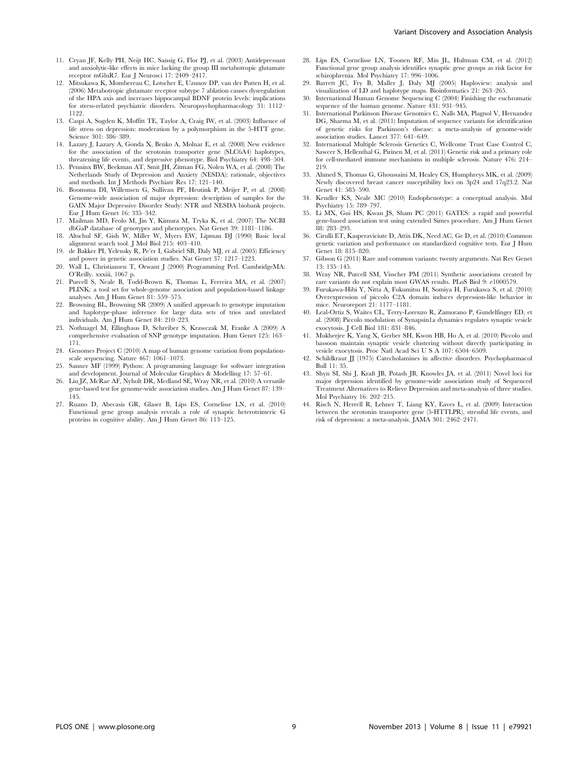11. Cryan JF, Kelly PH, Neijt HC, Sansig G, Flor PJ, et al. (2003) Antidepressant and anxiolytic-like effects in mice lacking the group III metabotropic glutamate receptor mGluR7. Eur J Neurosci 17: 2409–2417.
12. Mitsukawa K, Mombereau C, Lotscher E, Uzunov DP, van der Putten H, et al. (2006) Metabotropic glutamate receptor subtype 7 ablation causes dysregulation of the HPA axis and increases hippocampal BDNF protein levels: implications for stress-related psychiatric disorders. Neuropsychopharmacology 31: 1112–1122.
13. Caspi A, Sugden K, Moffitt TE, Taylor A, Craig IW, et al. (2003) Influence of life stress on depression: moderation by a polymorphism in the 5-HTT gene. Science 301: 386–389.
14. Lazary J, Lazary A, Gonda X, Benko A, Molnar E, et al. (2008) New evidence for the association of the serotonin transporter gene (SLC6A4) haplotypes, threatening life events, and depressive phenotype. Biol Psychiatry 64: 498–504.
15. Penninx BW, Beekman AT, Smit JH, Zitman FG, Nolen WA, et al. (2008) The Netherlands Study of Depression and Anxiety (NESDA): rationale, objectives and methods. Int J Methods Psychiatr Res 17: 121–140.
16. Boomsma DI, Willemsen G, Sullivan PF, Heutink P, Meijer P, et al. (2008) Genome-wide association of major depression: description of samples for the GAIN Major Depressive Disorder Study: NTR and NESDA biobank projects. Eur J Hum Genet 16: 335–342.
17. Mailman MD, Feolo M, Jin Y, Kimura M, Tryka K, et al. (2007) The NCBI dbGaP database of genotypes and phenotypes. Nat Genet 39: 1181–1186.
18. Altschul SF, Gish W, Miller W, Myers EW, Lipman DJ (1990) Basic local alignment search tool. J Mol Biol 215: 403–410.
19. de Bakker PI, Yelensky R, Pe'er I, Gabriel SB, Daly MJ, et al. (2005) Efficiency and power in genetic association studies. Nat Genet 37: 1217–1223.
20. Wall L, Christiansen T, Orwant J (2000) Programming Perl. CambridgeMA: O'Reilly. xxxiii, 1067 p.
21. Purcell S, Neale B, Todd-Brown K, Thomas L, Ferreira MA, et al. (2007) PLINK: a tool set for whole-genome association and population-based linkage analyses. Am J Hum Genet 81: 559–575.
22. Browning BL, Browning SR (2009) A unified approach to genotype imputation and haplotype-phase inference for large data sets of trios and unrelated individuals. Am J Hum Genet 84: 210–223.
23. Nothnagel M, Ellinghaus D, Schreiber S, Krawczak M, Franke A (2009) A comprehensive evaluation of SNP genotype imputation. Hum Genet 125: 163–171.
24. Genomes Project C (2010) A map of human genome variation from population-scale sequencing. Nature 467: 1061–1073.
25. Sanner MF (1999) Python: A programming language for software integration and development. Journal of Molecular Graphics & Modelling 17: 57–61.
26. Liu JZ, McRae AF, Nyholt DR, Medland SE, Wray NR, et al. (2010) A versatile gene-based test for genome-wide association studies. Am J Hum Genet 87: 139–145.
27. Ruano D, Abecasis GR, Glaser B, Lips ES, Cornelisse LN, et al. (2010) Functional gene group analysis reveals a role of synaptic heterotrimeric G proteins in cognitive ability. Am J Hum Genet 86: 113–125.
28. Lips ES, Cornelisse LN, Toonen RF, Min JL, Hultman CM, et al. (2012) Functional gene group analysis identifies synaptic gene groups as risk factor for schizophrenia. Mol Psychiatry 17: 996–1006.
29. Barrett JC, Fry B, Maller J, Daly MJ (2005) Haploview: analysis and visualization of LD and haplotype maps. Bioinformatics 21: 263–265.
30. International Human Genome Sequencing C (2004) Finishing the euchromatic sequence of the human genome. Nature 431: 931–945.
31. International Parkinson Disease Genomics C, Nalls MA, Plagnol V, Hernandez DG, Sharma M, et al. (2011) Imputation of sequence variants for identification of genetic risks for Parkinson's disease: a meta-analysis of genome-wide association studies. Lancet 377: 641–649.
32. International Multiple Sclerosis Genetics C, Wellcome Trust Case Control C, Sawcer S, Hellenthal G, Pirinen M, et al. (2011) Genetic risk and a primary role for cell-mediated immune mechanisms in multiple sclerosis. Nature 476: 214–219.
33. Ahmed S, Thomas G, Ghoussaini M, Healey CS, Humphreys MK, et al. (2009) Newly discovered breast cancer susceptibility loci on 3p24 and 17q23.2. Nat Genet 41: 585–590.
34. Kendler KS, Neale MC (2010) Endophenotype: a conceptual analysis. Mol Psychiatry 15: 789–797.
35. Li MX, Gui HS, Kwan JS, Sham PC (2011) GATES: a rapid and powerful gene-based association test using extended Simes procedure. Am J Hum Genet 88: 283–293.
36. Cirulli ET, Kasperaviciute D, Attix DK, Need AC, Ge D, et al. (2010) Common genetic variation and performance on standardized cognitive tests. Eur J Hum Genet 18: 815–820.
37. Gibson G (2011) Rare and common variants: twenty arguments. Nat Rev Genet 13: 135–145.
38. Wray NR, Purcell SM, Visscher PM (2011) Synthetic associations created by rare variants do not explain most GWAS results. PLoS Biol 9: e1000579.
39. Furukawa-Hibi Y, Nitta A, Fukumitsu H, Somiya H, Furukawa S, et al. (2010) Overexpression of piccolo C2A domain induces depression-like behavior in mice. Neuroreport 21: 1177–1181.
40. Leal-Ortiz S, Waites CL, Terry-Lorenzo R, Zamorano P, Gundelfinger ED, et al. (2008) Piccolo modulation of Synapsin1a dynamics regulates synaptic vesicle exocytosis. J Cell Biol 181: 831–846.
41. Mukherjee K, Yang X, Gerber SH, Kwon HB, Ho A, et al. (2010) Piccolo and bassoon maintain synaptic vesicle clustering without directly participating in vesicle exocytosis. Proc Natl Acad Sci U S A 107: 6504–6509.
42. Schildkraut JJ (1975) Catecholamines in affective disorders. Psychopharmacol Bull 11: 35.
43. Shyn SI, Shi J, Kraft JB, Potash JB, Knowles JA, et al. (2011) Novel loci for major depression identified by genome-wide association study of Sequenced Treatment Alternatives to Relieve Depression and meta-analysis of three studies. Mol Psychiatry 16: 202–215.
44. Risch N, Herrell R, Lehner T, Liang KY, Eaves L, et al. (2009) Interaction between the serotonin transporter gene (5-HTTLPR), stressful life events, and risk of depression: a meta-analysis. JAMA 301: 2462–2471.